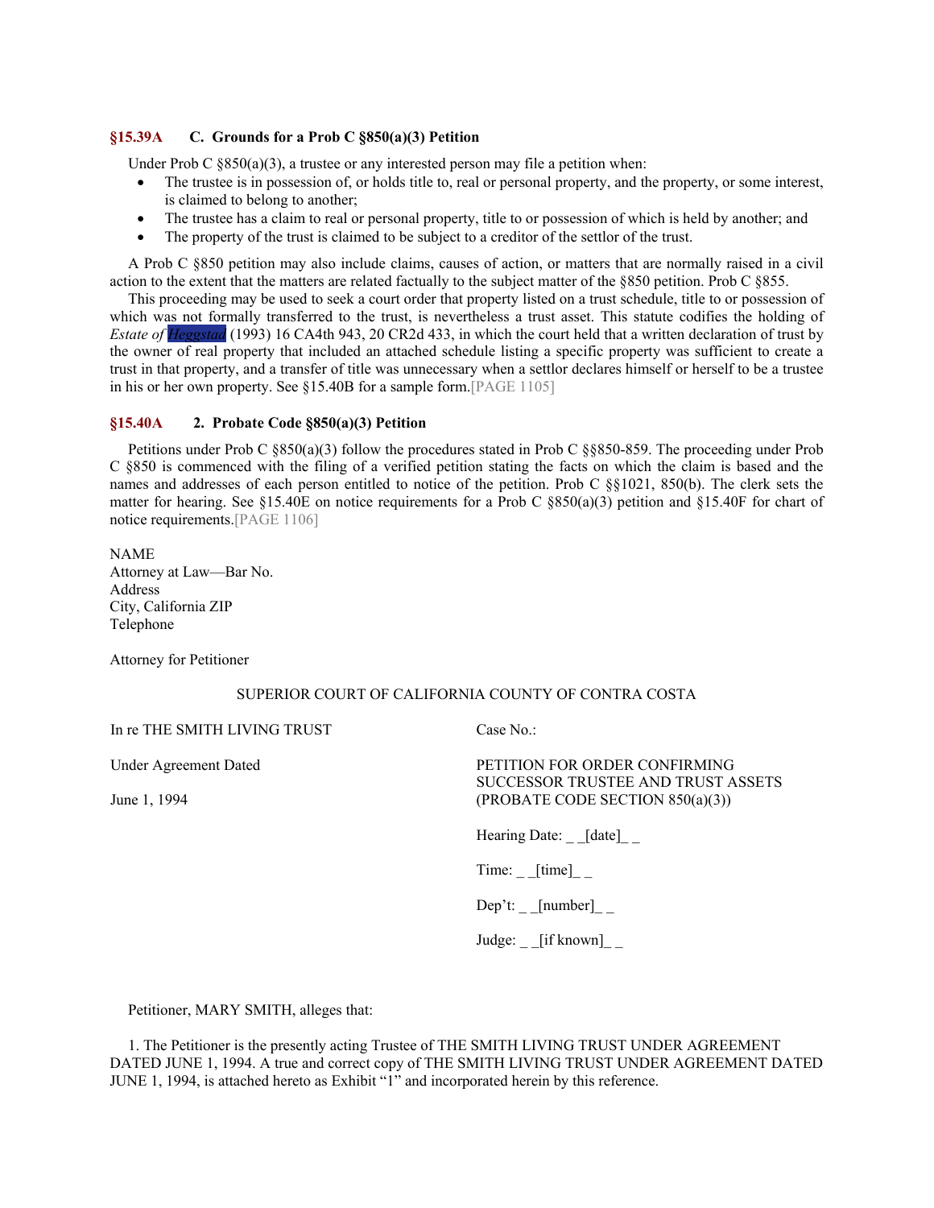### §15.39A C. Grounds for a Prob C §850(a)(3) Petition

Under Prob C §850(a)(3), a trustee or any interested person may file a petition when:

- The trustee is in possession of, or holds title to, real or personal property, and the property, or some interest, is claimed to belong to another;
- The trustee has a claim to real or personal property, title to or possession of which is held by another; and
- The property of the trust is claimed to be subject to a creditor of the settlor of the trust.

A Prob C §850 petition may also include claims, causes of action, or matters that are normally raised in a civil action to the extent that the matters are related factually to the subject matter of the §850 petition. Prob C §855.

This proceeding may be used to seek a court order that property listed on a trust schedule, title to or possession of which was not formally transferred to the trust, is nevertheless a trust asset. This statute codifies the holding of *Estate of Heggstad* (1993) 16 CA4th 943, 20 CR2d 433, in which the court held that a written declaration of trust by the owner of real property that included an attached schedule listing a specific property was sufficient to create a trust in that property, and a transfer of title was unnecessary when a settlor declares himself or herself to be a trustee in his or her own property. See §15.40B for a sample form.[PAGE 1105]

### §15.40A 2. Probate Code §850(a)(3) Petition

Petitions under Prob C §850(a)(3) follow the procedures stated in Prob C §§850-859. The proceeding under Prob C §850 is commenced with the filing of a verified petition stating the facts on which the claim is based and the names and addresses of each person entitled to notice of the petition. Prob C §§1021, 850(b). The clerk sets the matter for hearing. See §15.40E on notice requirements for a Prob C §850(a)(3) petition and §15.40F for chart of notice requirements.[PAGE 1106]

NAME
Attorney at Law—Bar No.
Address
City, California ZIP
Telephone

Attorney for Petitioner

SUPERIOR COURT OF CALIFORNIA COUNTY OF CONTRA COSTA

| | |
|---|---|
| In re THE SMITH LIVING TRUST | Case No.: |
| Under Agreement Dated<br><br>June 1, 1994 | PETITION FOR ORDER CONFIRMING SUCCESSOR TRUSTEE AND TRUST ASSETS (PROBATE CODE SECTION 850(a)(3)) |
| | Hearing Date: _ _[date]_ _ |
| | Time: _ _[time]_ _ |
| | Dep't: _ _[number]_ _ |
| | Judge: _ _[if known]_ _ |

Petitioner, MARY SMITH, alleges that:

1. The Petitioner is the presently acting Trustee of THE SMITH LIVING TRUST UNDER AGREEMENT DATED JUNE 1, 1994. A true and correct copy of THE SMITH LIVING TRUST UNDER AGREEMENT DATED JUNE 1, 1994, is attached hereto as Exhibit "1" and incorporated herein by this reference.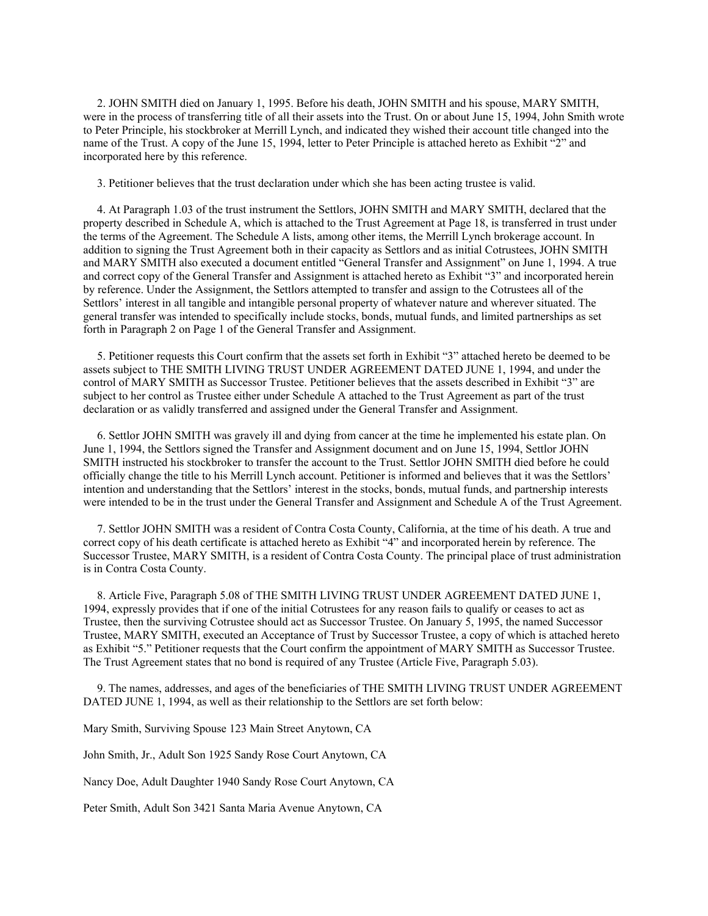2. JOHN SMITH died on January 1, 1995. Before his death, JOHN SMITH and his spouse, MARY SMITH, were in the process of transferring title of all their assets into the Trust. On or about June 15, 1994, John Smith wrote to Peter Principle, his stockbroker at Merrill Lynch, and indicated they wished their account title changed into the name of the Trust. A copy of the June 15, 1994, letter to Peter Principle is attached hereto as Exhibit "2" and incorporated here by this reference.

3. Petitioner believes that the trust declaration under which she has been acting trustee is valid.

4. At Paragraph 1.03 of the trust instrument the Settlors, JOHN SMITH and MARY SMITH, declared that the property described in Schedule A, which is attached to the Trust Agreement at Page 18, is transferred in trust under the terms of the Agreement. The Schedule A lists, among other items, the Merrill Lynch brokerage account. In addition to signing the Trust Agreement both in their capacity as Settlors and as initial Cotrustees, JOHN SMITH and MARY SMITH also executed a document entitled "General Transfer and Assignment" on June 1, 1994. A true and correct copy of the General Transfer and Assignment is attached hereto as Exhibit "3" and incorporated herein by reference. Under the Assignment, the Settlors attempted to transfer and assign to the Cotrustees all of the Settlors' interest in all tangible and intangible personal property of whatever nature and wherever situated. The general transfer was intended to specifically include stocks, bonds, mutual funds, and limited partnerships as set forth in Paragraph 2 on Page 1 of the General Transfer and Assignment.

5. Petitioner requests this Court confirm that the assets set forth in Exhibit "3" attached hereto be deemed to be assets subject to THE SMITH LIVING TRUST UNDER AGREEMENT DATED JUNE 1, 1994, and under the control of MARY SMITH as Successor Trustee. Petitioner believes that the assets described in Exhibit "3" are subject to her control as Trustee either under Schedule A attached to the Trust Agreement as part of the trust declaration or as validly transferred and assigned under the General Transfer and Assignment.

6. Settlor JOHN SMITH was gravely ill and dying from cancer at the time he implemented his estate plan. On June 1, 1994, the Settlors signed the Transfer and Assignment document and on June 15, 1994, Settlor JOHN SMITH instructed his stockbroker to transfer the account to the Trust. Settlor JOHN SMITH died before he could officially change the title to his Merrill Lynch account. Petitioner is informed and believes that it was the Settlors' intention and understanding that the Settlors' interest in the stocks, bonds, mutual funds, and partnership interests were intended to be in the trust under the General Transfer and Assignment and Schedule A of the Trust Agreement.

7. Settlor JOHN SMITH was a resident of Contra Costa County, California, at the time of his death. A true and correct copy of his death certificate is attached hereto as Exhibit "4" and incorporated herein by reference. The Successor Trustee, MARY SMITH, is a resident of Contra Costa County. The principal place of trust administration is in Contra Costa County.

8. Article Five, Paragraph 5.08 of THE SMITH LIVING TRUST UNDER AGREEMENT DATED JUNE 1, 1994, expressly provides that if one of the initial Cotrustees for any reason fails to qualify or ceases to act as Trustee, then the surviving Cotrustee should act as Successor Trustee. On January 5, 1995, the named Successor Trustee, MARY SMITH, executed an Acceptance of Trust by Successor Trustee, a copy of which is attached hereto as Exhibit "5." Petitioner requests that the Court confirm the appointment of MARY SMITH as Successor Trustee. The Trust Agreement states that no bond is required of any Trustee (Article Five, Paragraph 5.03).

9. The names, addresses, and ages of the beneficiaries of THE SMITH LIVING TRUST UNDER AGREEMENT DATED JUNE 1, 1994, as well as their relationship to the Settlors are set forth below:

Mary Smith, Surviving Spouse 123 Main Street Anytown, CA

John Smith, Jr., Adult Son 1925 Sandy Rose Court Anytown, CA

Nancy Doe, Adult Daughter 1940 Sandy Rose Court Anytown, CA

Peter Smith, Adult Son 3421 Santa Maria Avenue Anytown, CA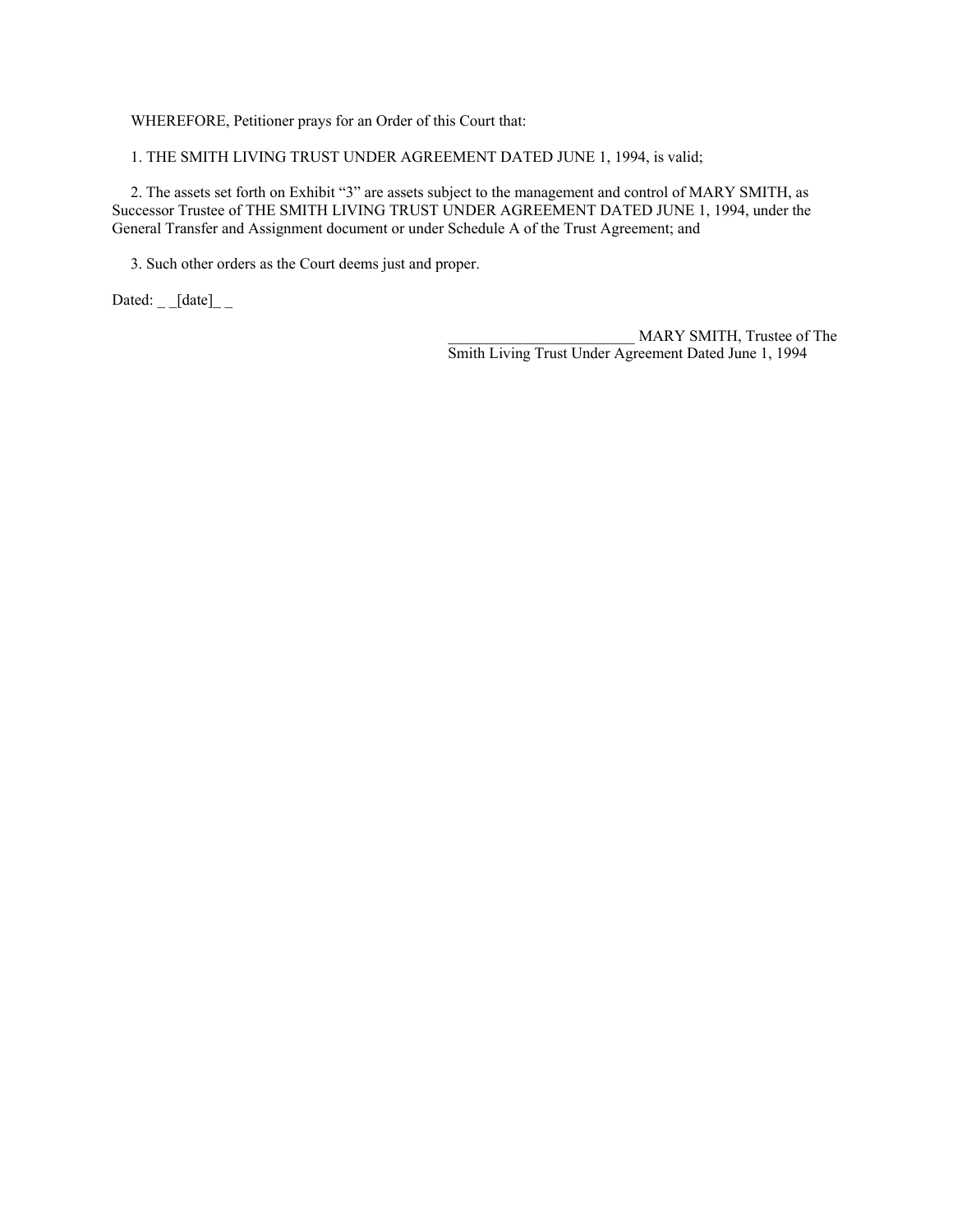WHEREFORE, Petitioner prays for an Order of this Court that:

1. THE SMITH LIVING TRUST UNDER AGREEMENT DATED JUNE 1, 1994, is valid;

2. The assets set forth on Exhibit “3” are assets subject to the management and control of MARY SMITH, as Successor Trustee of THE SMITH LIVING TRUST UNDER AGREEMENT DATED JUNE 1, 1994, under the General Transfer and Assignment document or under Schedule A of the Trust Agreement; and

3. Such other orders as the Court deems just and proper.

Dated: _ _[date]_ _

________________________ MARY SMITH, Trustee of The Smith Living Trust Under Agreement Dated June 1, 1994